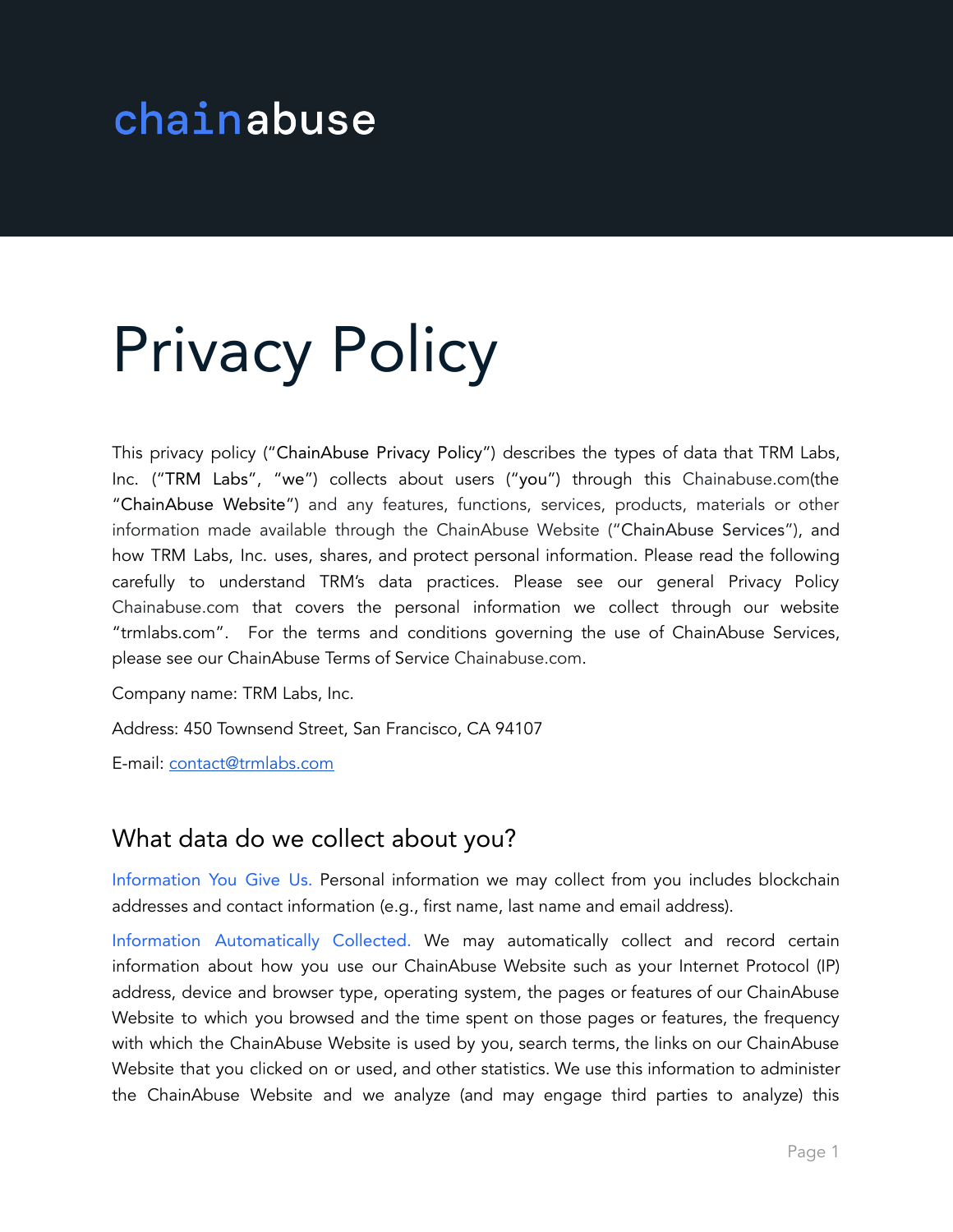chainabuse

# Privacy Policy

This privacy policy ("ChainAbuse Privacy Policy") describes the types of data that TRM Labs, Inc. ("TRM Labs", "we") collects about users ("you") through this Chainabuse.com(the "ChainAbuse Website") and any features, functions, services, products, materials or other information made available through the ChainAbuse Website ("ChainAbuse Services"), and how TRM Labs, Inc. uses, shares, and protect personal information. Please read the following carefully to understand TRM's data practices. Please see our general Privacy Policy Chainabuse.com that covers the personal information we collect through our website "trmlabs.com". For the terms and conditions governing the use of ChainAbuse Services, please see our ChainAbuse Terms of Service Chainabuse.com.

Company name: TRM Labs, Inc.

Address: 450 Townsend Street, San Francisco, CA 94107

E-mail: contact@trmlabs.com

## What data do we collect about you?

Information You Give Us. Personal information we may collect from you includes blockchain addresses and contact information (e.g., first name, last name and email address).

Information Automatically Collected. We may automatically collect and record certain information about how you use our ChainAbuse Website such as your Internet Protocol (IP) address, device and browser type, operating system, the pages or features of our ChainAbuse Website to which you browsed and the time spent on those pages or features, the frequency with which the ChainAbuse Website is used by you, search terms, the links on our ChainAbuse Website that you clicked on or used, and other statistics. We use this information to administer the ChainAbuse Website and we analyze (and may engage third parties to analyze) this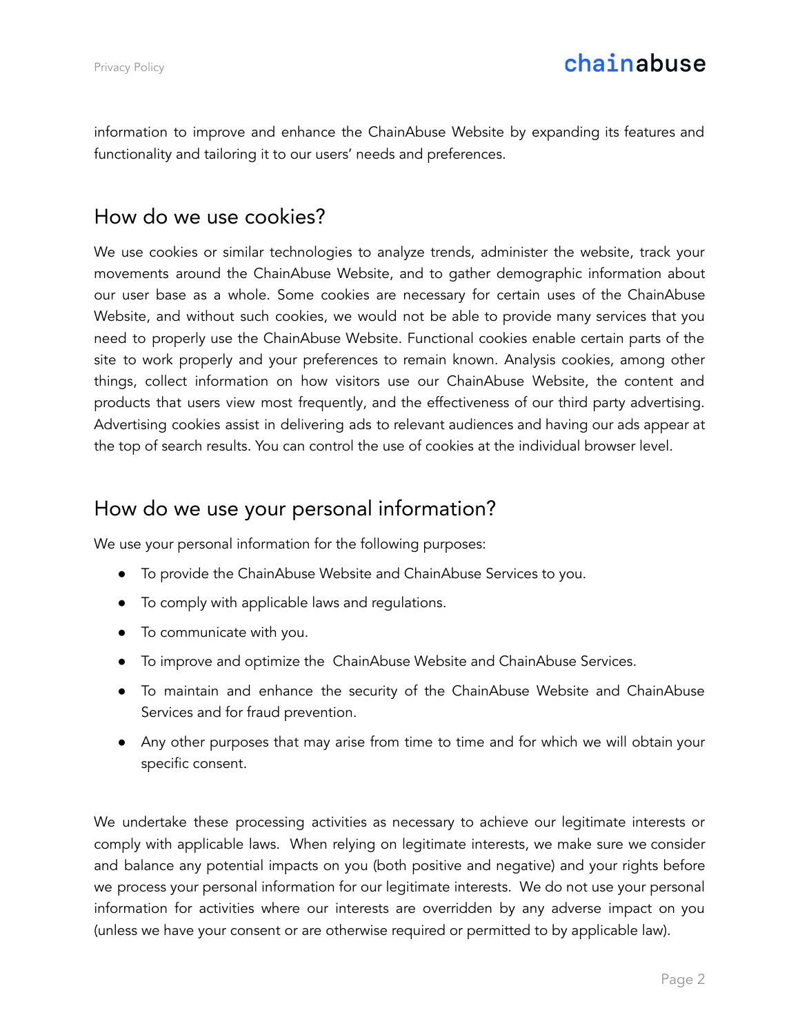information to improve and enhance the ChainAbuse Website by expanding its features and functionality and tailoring it to our users' needs and preferences.

## How do we use cookies?

We use cookies or similar technologies to analyze trends, administer the website, track your movements around the ChainAbuse Website, and to gather demographic information about our user base as a whole. Some cookies are necessary for certain uses of the ChainAbuse Website, and without such cookies, we would not be able to provide many services that you need to properly use the ChainAbuse Website. Functional cookies enable certain parts of the site to work properly and your preferences to remain known. Analysis cookies, among other things, collect information on how visitors use our ChainAbuse Website, the content and products that users view most frequently, and the effectiveness of our third party advertising. Advertising cookies assist in delivering ads to relevant audiences and having our ads appear at the top of search results. You can control the use of cookies at the individual browser level.

## How do we use your personal information?

We use your personal information for the following purposes:

- To provide the ChainAbuse Website and ChainAbuse Services to you.
- To comply with applicable laws and regulations.
- To communicate with you.
- To improve and optimize the ChainAbuse Website and ChainAbuse Services.
- To maintain and enhance the security of the ChainAbuse Website and ChainAbuse Services and for fraud prevention.
- Any other purposes that may arise from time to time and for which we will obtain your specific consent.

We undertake these processing activities as necessary to achieve our legitimate interests or comply with applicable laws. When relying on legitimate interests, we make sure we consider and balance any potential impacts on you (both positive and negative) and your rights before we process your personal information for our legitimate interests. We do not use your personal information for activities where our interests are overridden by any adverse impact on you (unless we have your consent or are otherwise required or permitted to by applicable law).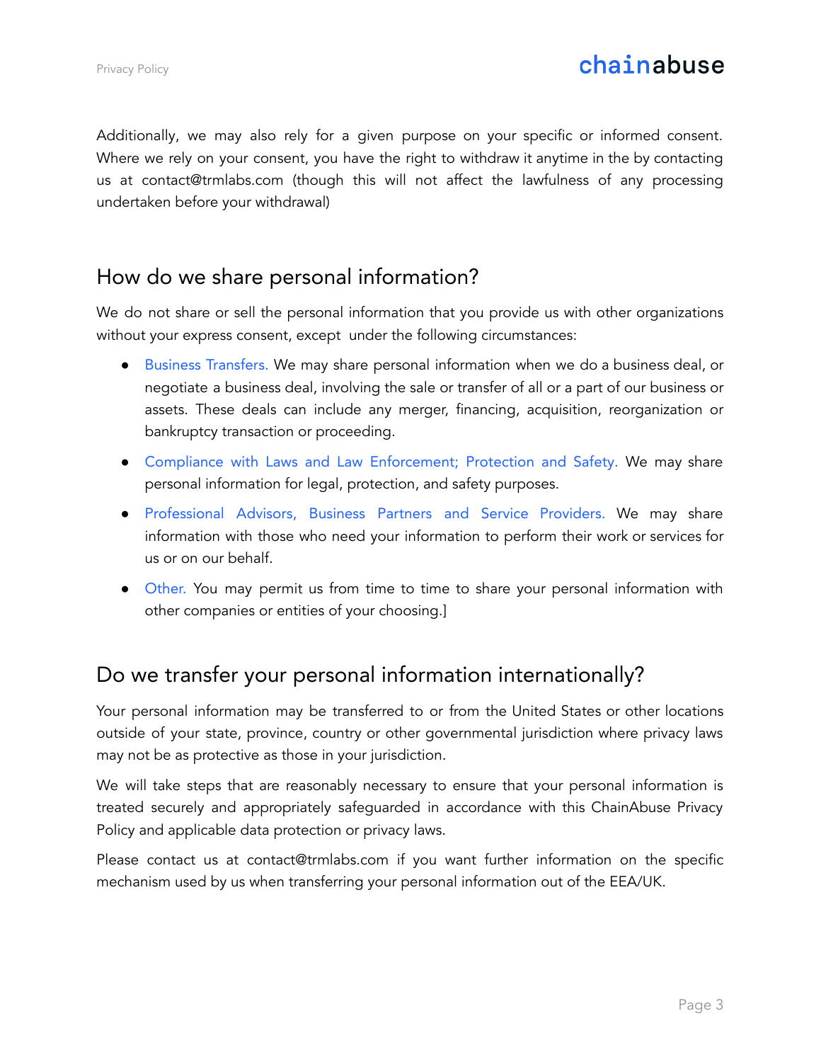Additionally, we may also rely for a given purpose on your specific or informed consent. Where we rely on your consent, you have the right to withdraw it anytime in the by contacting us at contact@trmlabs.com (though this will not affect the lawfulness of any processing undertaken before your withdrawal)

## How do we share personal information?

We do not share or sell the personal information that you provide us with other organizations without your express consent, except under the following circumstances:

- Business Transfers. We may share personal information when we do a business deal, or negotiate a business deal, involving the sale or transfer of all or a part of our business or assets. These deals can include any merger, financing, acquisition, reorganization or bankruptcy transaction or proceeding.
- Compliance with Laws and Law Enforcement; Protection and Safety. We may share personal information for legal, protection, and safety purposes.
- Professional Advisors, Business Partners and Service Providers. We may share information with those who need your information to perform their work or services for us or on our behalf.
- Other. You may permit us from time to time to share your personal information with other companies or entities of your choosing.]

## Do we transfer your personal information internationally?

Your personal information may be transferred to or from the United States or other locations outside of your state, province, country or other governmental jurisdiction where privacy laws may not be as protective as those in your jurisdiction.

We will take steps that are reasonably necessary to ensure that your personal information is treated securely and appropriately safeguarded in accordance with this ChainAbuse Privacy Policy and applicable data protection or privacy laws.

Please contact us at contact@trmlabs.com if you want further information on the specific mechanism used by us when transferring your personal information out of the EEA/UK.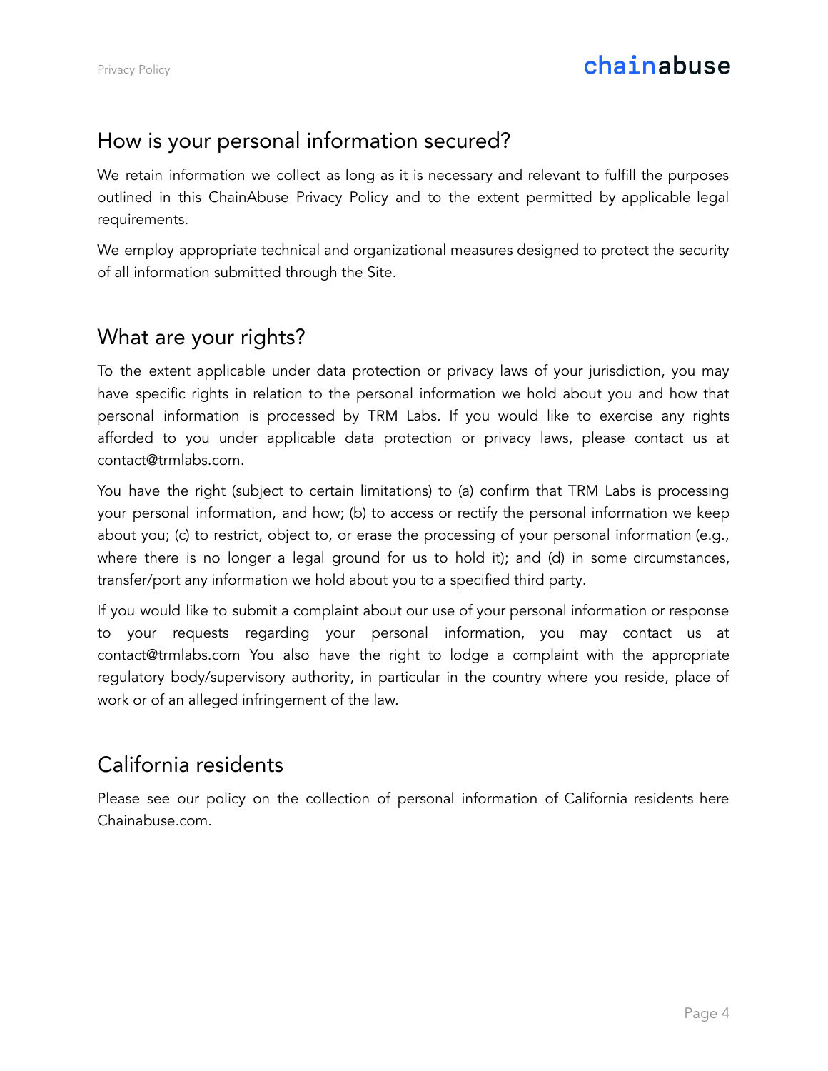## How is your personal information secured?

We retain information we collect as long as it is necessary and relevant to fulfill the purposes outlined in this ChainAbuse Privacy Policy and to the extent permitted by applicable legal requirements.

We employ appropriate technical and organizational measures designed to protect the security of all information submitted through the Site.

## What are your rights?

To the extent applicable under data protection or privacy laws of your jurisdiction, you may have specific rights in relation to the personal information we hold about you and how that personal information is processed by TRM Labs. If you would like to exercise any rights afforded to you under applicable data protection or privacy laws, please contact us at contact@trmlabs.com.

You have the right (subject to certain limitations) to (a) confirm that TRM Labs is processing your personal information, and how; (b) to access or rectify the personal information we keep about you; (c) to restrict, object to, or erase the processing of your personal information (e.g., where there is no longer a legal ground for us to hold it); and (d) in some circumstances, transfer/port any information we hold about you to a specified third party.

If you would like to submit a complaint about our use of your personal information or response to your requests regarding your personal information, you may contact us at contact@trmlabs.com You also have the right to lodge a complaint with the appropriate regulatory body/supervisory authority, in particular in the country where you reside, place of work or of an alleged infringement of the law.

## California residents

Please see our policy on the collection of personal information of California residents here Chainabuse.com.